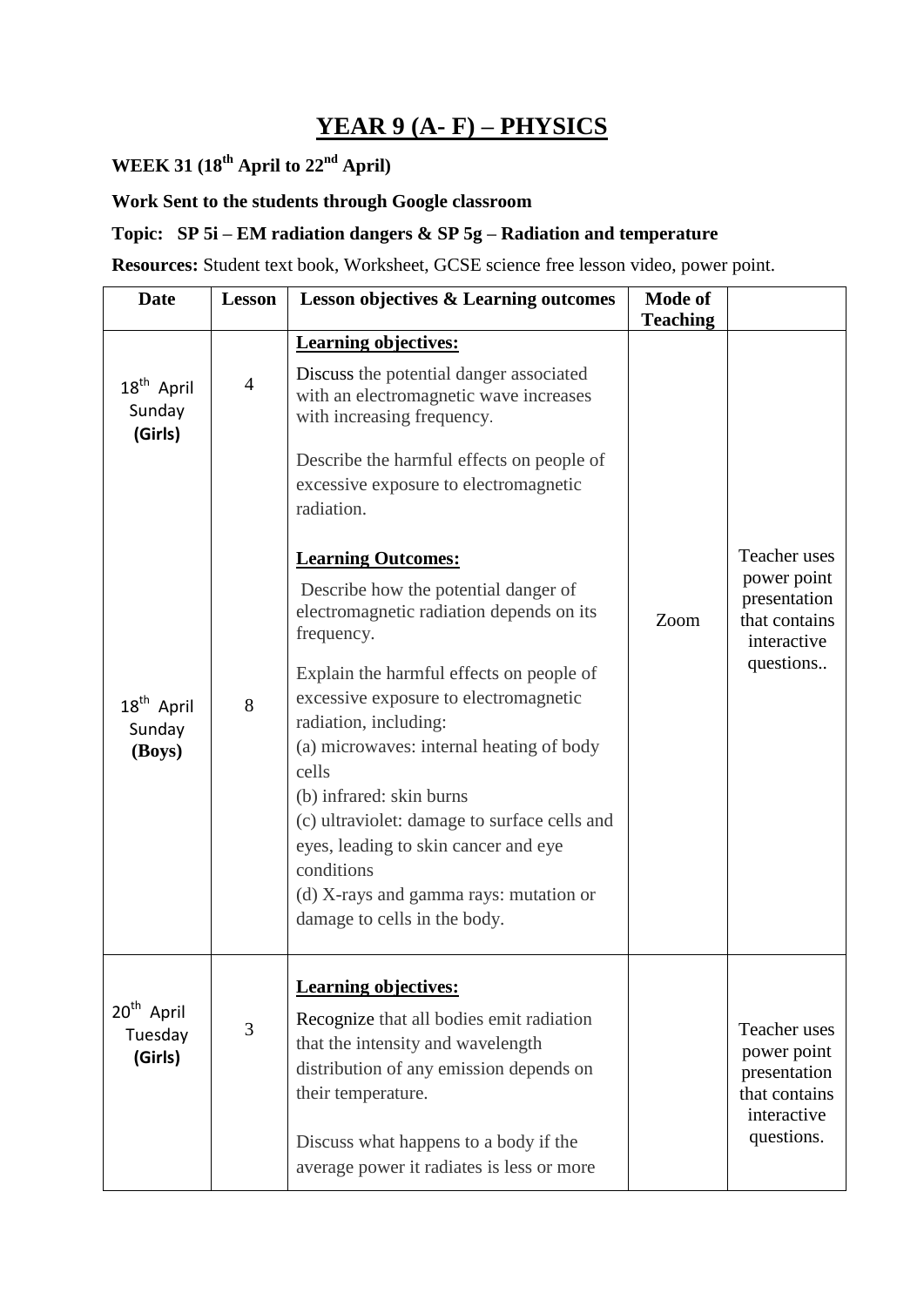# YEAR 9 (A- F) – PHYSICS

**WEEK 31 (18th April to 22nd April)**

**Work Sent to the students through Google classroom**

**Topic: SP 5i – EM radiation dangers & SP 5g – Radiation and temperature**

**Resources:** Student text book, Worksheet, GCSE science free lesson video, power point.

| Date | Lesson | Lesson objectives & Learning outcomes | Mode of Teaching | |
|---|---|---|---|---|
| 18th April Sunday **(Girls)**<br><br>18th April Sunday **(Boys)** | 4<br><br>8 | **Learning objectives:**<br>Discuss the potential danger associated with an electromagnetic wave increases with increasing frequency.<br>Describe the harmful effects on people of excessive exposure to electromagnetic radiation.<br>**Learning Outcomes:**<br>Describe how the potential danger of electromagnetic radiation depends on its frequency.<br>Explain the harmful effects on people of excessive exposure to electromagnetic radiation, including:<br>(a) microwaves: internal heating of body cells<br>(b) infrared: skin burns<br>(c) ultraviolet: damage to surface cells and eyes, leading to skin cancer and eye conditions<br>(d) X-rays and gamma rays: mutation or damage to cells in the body. | Zoom | Teacher uses power point presentation that contains interactive questions.. |
| 20th April Tuesday **(Girls)** | 3 | **Learning objectives:**<br>Recognize that all bodies emit radiation that the intensity and wavelength distribution of any emission depends on their temperature.<br>Discuss what happens to a body if the average power it radiates is less or more | | Teacher uses power point presentation that contains interactive questions. |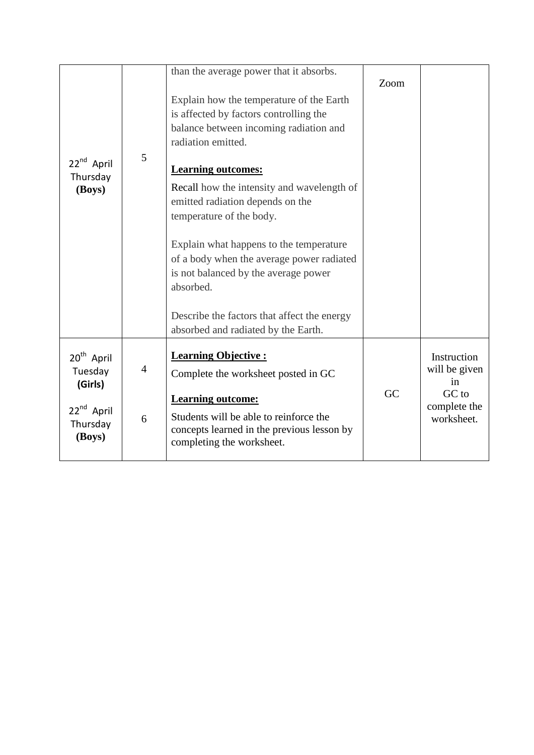| | | | | |
|---|---|---|---|---|
| 22[nd] April Thursday **(Boys)** | 5 | than the average power that it absorbs.<br><br>Explain how the temperature of the Earth is affected by factors controlling the balance between incoming radiation and radiation emitted.<br><br>**Learning outcomes:**<br>Recall how the intensity and wavelength of emitted radiation depends on the temperature of the body.<br><br>Explain what happens to the temperature of a body when the average power radiated is not balanced by the average power absorbed.<br><br>Describe the factors that affect the energy absorbed and radiated by the Earth. | Zoom | |
| 20[th] April Tuesday **(Girls)**<br><br>22[nd] April Thursday **(Boys)** | 4<br><br>6 | **Learning Objective :**<br>Complete the worksheet posted in GC<br><br>**Learning outcome:**<br>Students will be able to reinforce the concepts learned in the previous lesson by completing the worksheet. | GC | Instruction will be given in GC to complete the worksheet. |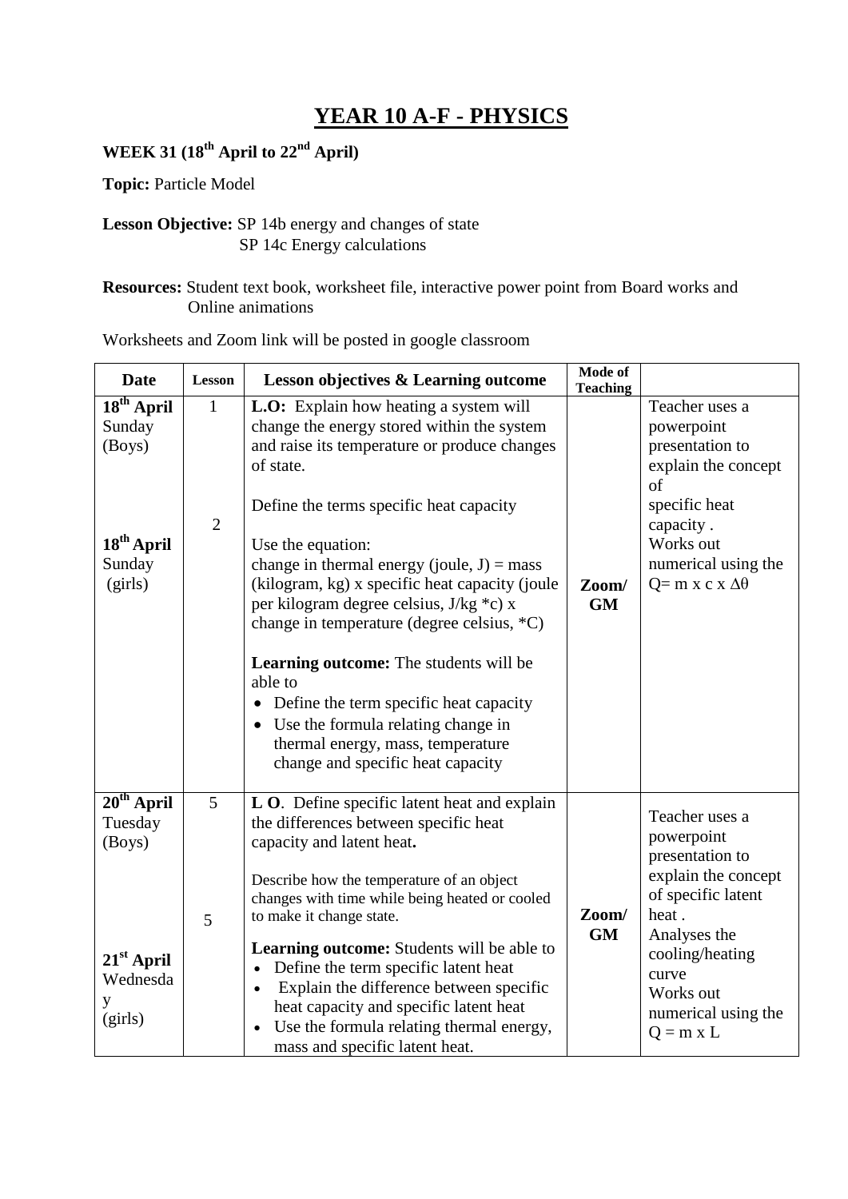# YEAR 10 A-F - PHYSICS

**WEEK 31 (18th April to 22nd April)**

**Topic:** Particle Model

**Lesson Objective:** SP 14b energy and changes of state
SP 14c Energy calculations

**Resources:** Student text book, worksheet file, interactive power point from Board works and Online animations

Worksheets and Zoom link will be posted in google classroom

| Date | Lesson | Lesson objectives & Learning outcome | Mode of Teaching | |
|---|---|---|---|---|
| **18th April** Sunday (Boys)<br><br>**18th April** Sunday (girls) | 1<br><br>2 | **L.O:** Explain how heating a system will change the energy stored within the system and raise its temperature or produce changes of state.<br><br>Define the terms specific heat capacity<br><br>Use the equation:<br>change in thermal energy (joule, J) = mass (kilogram, kg) x specific heat capacity (joule per kilogram degree celsius, J/kg *c) x change in temperature (degree celsius, *C)<br><br>**Learning outcome:** The students will be able to<br>• Define the term specific heat capacity<br>• Use the formula relating change in thermal energy, mass, temperature change and specific heat capacity | **Zoom/ GM** | Teacher uses a powerpoint presentation to explain the concept of specific heat capacity .<br>Works out numerical using the $Q = m \times c \times \Delta\theta$ |
| **20th April** Tuesday (Boys)<br><br>**21st April** Wednesday (girls) | 5<br><br>5 | **L O**. Define specific latent heat and explain the differences between specific heat capacity and latent heat**.**<br><br>Describe how the temperature of an object changes with time while being heated or cooled to make it change state.<br><br>**Learning outcome:** Students will be able to<br>• Define the term specific latent heat<br>• Explain the difference between specific heat capacity and specific latent heat<br>• Use the formula relating thermal energy, mass and specific latent heat. | **Zoom/ GM** | Teacher uses a powerpoint presentation to explain the concept of specific latent heat .<br>Analyses the cooling/heating curve<br>Works out numerical using the $Q = m \times L$ |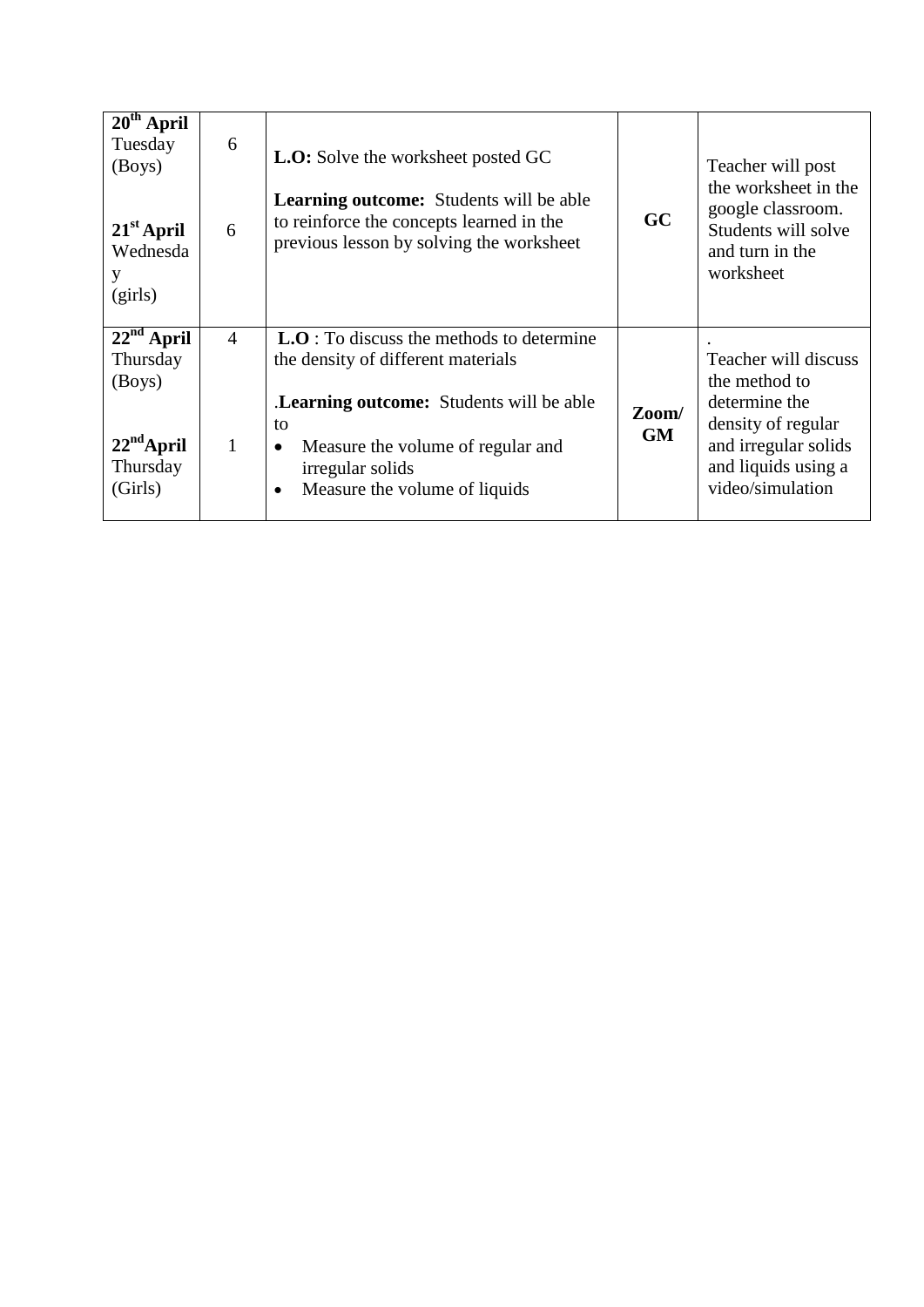| | | | | |
|---|---|---|---|---|
| **20th April** Tuesday (Boys)<br><br>**21st April** Wednesday (girls) | 6<br><br>6 | **L.O:** Solve the worksheet posted GC<br><br>**Learning outcome:** Students will be able to reinforce the concepts learned in the previous lesson by solving the worksheet | **GC** | Teacher will post the worksheet in the google classroom. Students will solve and turn in the worksheet |
| **22nd April** Thursday (Boys)<br><br>**22ndApril** Thursday (Girls) | 4<br><br>1 | **L.O** : To discuss the methods to determine the density of different materials<br><br>.**Learning outcome:** Students will be able to<br>• Measure the volume of regular and irregular solids<br>• Measure the volume of liquids | **Zoom/ GM** | .<br>Teacher will discuss the method to determine the density of regular and irregular solids and liquids using a video/simulation |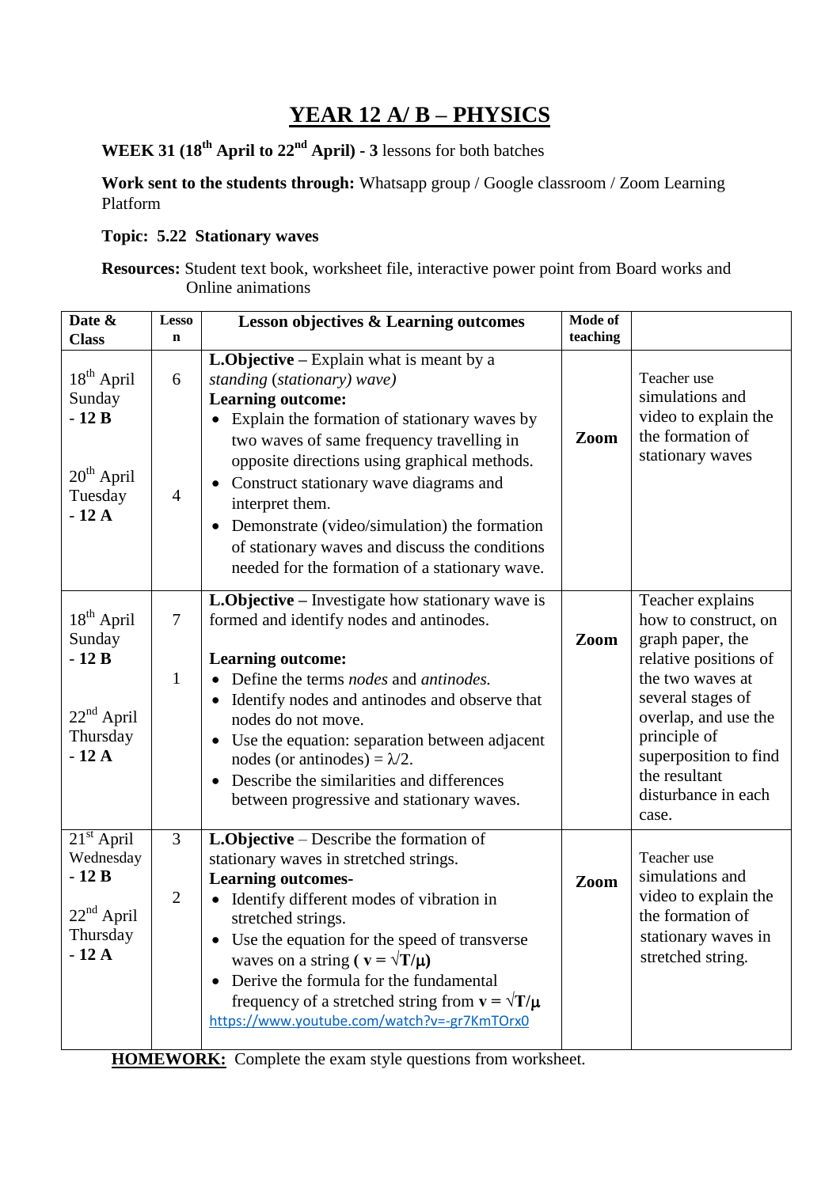# YEAR 12 A/ B – PHYSICS

**WEEK 31 (18th April to 22nd April) - 3** lessons for both batches

**Work sent to the students through:** Whatsapp group / Google classroom / Zoom Learning Platform

**Topic: 5.22 Stationary waves**

**Resources:** Student text book, worksheet file, interactive power point from Board works and Online animations

| Date & Class | Lesson | Lesson objectives & Learning outcomes | Mode of teaching | |
|---|---|---|---|---|
| 18th April Sunday **- 12 B**<br><br>20th April Tuesday **- 12 A** | 6<br><br>4 | **L.Objective** – Explain what is meant by a *standing (stationary) wave)*<br>**Learning outcome:**<br>• Explain the formation of stationary waves by two waves of same frequency travelling in opposite directions using graphical methods.<br>• Construct stationary wave diagrams and interpret them.<br>• Demonstrate (video/simulation) the formation of stationary waves and discuss the conditions needed for the formation of a stationary wave. | **Zoom** | Teacher use simulations and video to explain the the formation of stationary waves |
| 18th April Sunday **- 12 B**<br><br>22nd April Thursday **- 12 A** | 7<br><br>1 | **L.Objective** – Investigate how stationary wave is formed and identify nodes and antinodes.<br><br>**Learning outcome:**<br>• Define the terms *nodes* and *antinodes.*<br>• Identify nodes and antinodes and observe that nodes do not move.<br>• Use the equation: separation between adjacent nodes (or antinodes) = $\lambda/2$.<br>• Describe the similarities and differences between progressive and stationary waves. | **Zoom** | Teacher explains how to construct, on graph paper, the relative positions of the two waves at several stages of overlap, and use the principle of superposition to find the resultant disturbance in each case. |
| 21st April Wednesday **- 12 B**<br><br>22nd April Thursday **- 12 A** | 3<br><br>2 | **L.Objective** – Describe the formation of stationary waves in stretched strings.<br>**Learning outcomes-**<br>• Identify different modes of vibration in stretched strings.<br>• Use the equation for the speed of transverse waves on a string **(** $\mathbf{v = \sqrt{T/\mu}}$ **)**<br>• Derive the formula for the fundamental frequency of a stretched string from $\mathbf{v = \sqrt{T/\mu}}$<br>https://www.youtube.com/watch?v=-gr7KmTOrx0 | **Zoom** | Teacher use simulations and video to explain the the formation of stationary waves in stretched string. |

**HOMEWORK:** Complete the exam style questions from worksheet.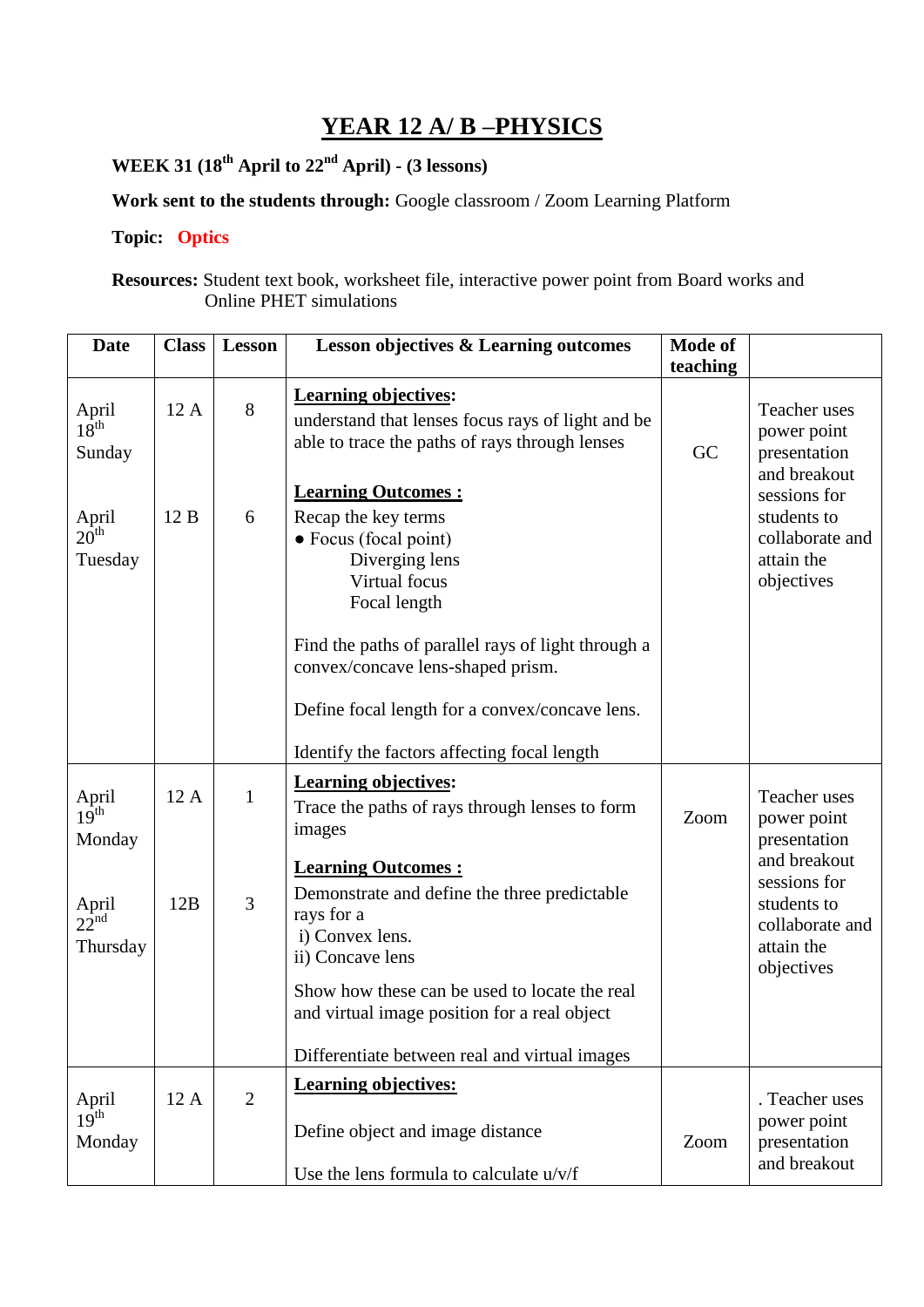# YEAR 12 A/ B –PHYSICS

**WEEK 31 (18th April to 22nd April) - (3 lessons)**

**Work sent to the students through:** Google classroom / Zoom Learning Platform

**Topic:** **Optics**

**Resources:** Student text book, worksheet file, interactive power point from Board works and Online PHET simulations

| Date | Class | Lesson | Lesson objectives & Learning outcomes | Mode of teaching | |
|---|---|---|---|---|---|
| April 18th Sunday<br><br>April 20th Tuesday | 12 A<br><br>12 B | 8<br><br>6 | **Learning objectives:**<br>understand that lenses focus rays of light and be able to trace the paths of rays through lenses<br><br>**Learning Outcomes :**<br>Recap the key terms<br>● Focus (focal point)<br>Diverging lens<br>Virtual focus<br>Focal length<br><br>Find the paths of parallel rays of light through a convex/concave lens-shaped prism.<br><br>Define focal length for a convex/concave lens.<br><br>Identify the factors affecting focal length | GC | Teacher uses power point presentation and breakout sessions for students to collaborate and attain the objectives |
| April 19th Monday<br><br>April 22nd Thursday | 12 A<br><br>12B | 1<br><br>3 | **Learning objectives:**<br>Trace the paths of rays through lenses to form images<br><br>**Learning Outcomes :**<br>Demonstrate and define the three predictable rays for a<br>i) Convex lens.<br>ii) Concave lens<br><br>Show how these can be used to locate the real and virtual image position for a real object<br><br>Differentiate between real and virtual images | Zoom | Teacher uses power point presentation and breakout sessions for students to collaborate and attain the objectives |
| April 19th Monday | 12 A | 2 | **Learning objectives:**<br><br>Define object and image distance<br><br>Use the lens formula to calculate u/v/f | Zoom | . Teacher uses power point presentation and breakout |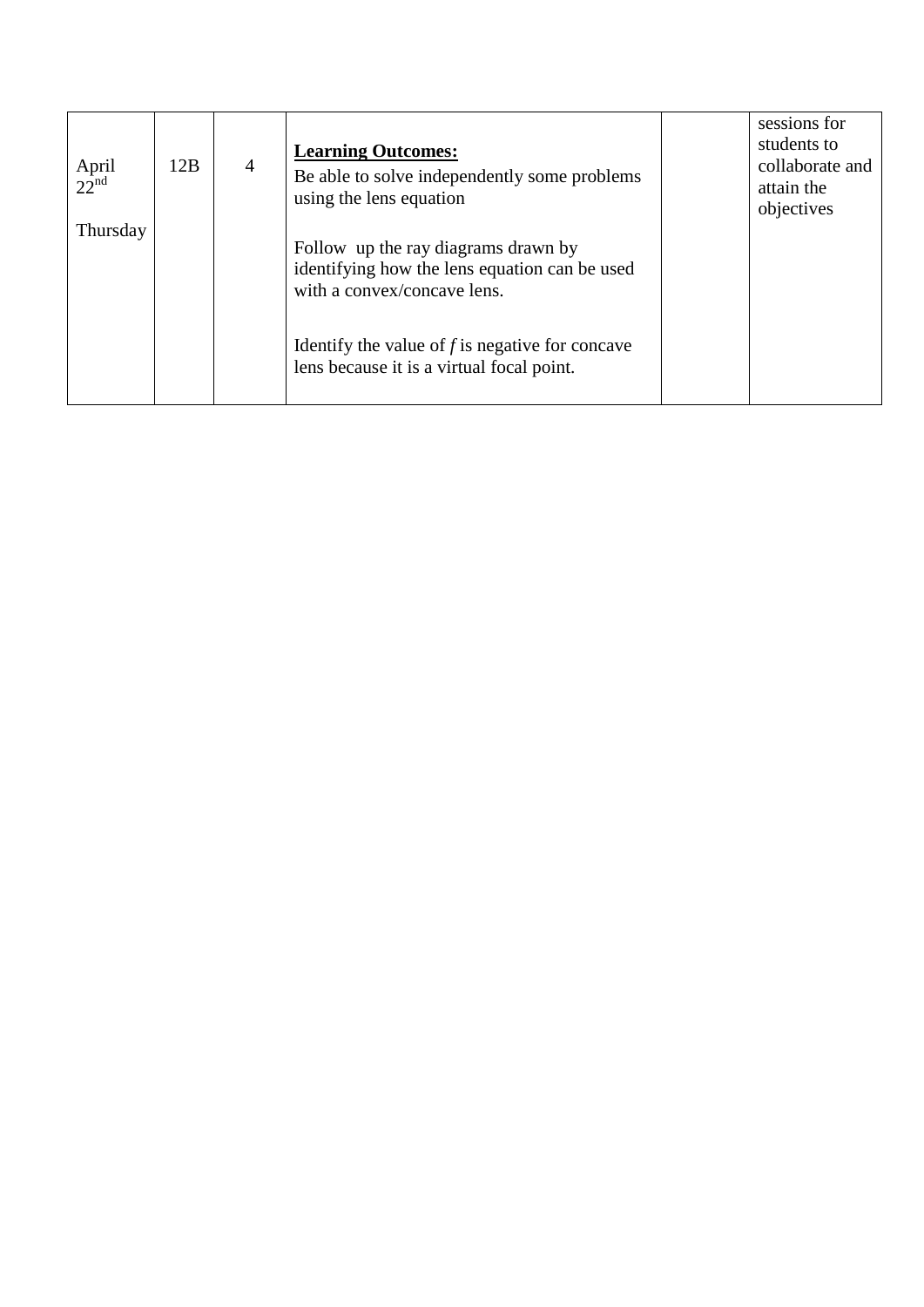| | | | | | |
|---|---|---|---|---|---|
| April 22nd<br><br>Thursday | 12B | 4 | **Learning Outcomes:**<br>Be able to solve independently some problems using the lens equation<br><br>Follow up the ray diagrams drawn by identifying how the lens equation can be used with a convex/concave lens.<br><br>Identify the value of $f$ is negative for concave lens because it is a virtual focal point. | | sessions for students to collaborate and attain the objectives |